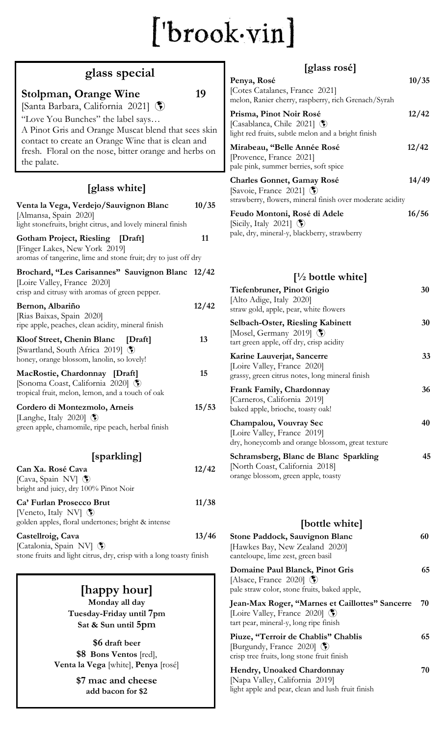# ['brook·vin]

## glass special

**Stolpman, Orange Wine** **19**
[Santa Barbara, California 2021] 🌍
"Love You Bunches" the label says…
A Pinot Gris and Orange Muscat blend that sees skin contact to create an Orange Wine that is clean and fresh. Floral on the nose, bitter orange and herbs on the palate.

## [glass white]

**Venta la Vega, Verdejo/Sauvignon Blanc** **10/35**
[Almansa, Spain 2020]
light stonefruits, bright citrus, and lovely mineral finish

**Gotham Project, Riesling [Draft]** **11**
[Finger Lakes, New York 2019]
aromas of tangerine, lime and stone fruit; dry to just off dry

**Brochard, "Les Carisannes" Sauvignon Blanc** **12/42**
[Loire Valley, France 2020]
crisp and citrusy with aromas of green pepper.

**Bernon, Albariño** **12/42**
[Rias Baixas, Spain 2020]
ripe apple, peaches, clean acidity, mineral finish

**Kloof Street, Chenin Blanc [Draft]** **13**
[Swartland, South Africa 2019] 🌍
honey, orange blossom, lanolin, so lovely!

**MacRostie, Chardonnay [Draft]** **15**
[Sonoma Coast, California 2020] 🌍
tropical fruit, melon, lemon, and a touch of oak

**Cordero di Montezmolo, Arneis** **15/53**
[Langhe, Italy 2020] 🌍
green apple, chamomile, ripe peach, herbal finish

## [sparkling]

**Can Xa. Rosé Cava** **12/42**
[Cava, Spain NV] 🌍
bright and juicy, dry 100% Pinot Noir

**Ca' Furlan Prosecco Brut** **11/38**
[Veneto, Italy NV] 🌍
golden apples, floral undertones; bright & intense

**Castellroig, Cava** **13/46**
[Catalonia, Spain NV] 🌍
stone fruits and light citrus, dry, crisp with a long toasty finish

## [happy hour]

**Monday all day**
**Tuesday-Friday until 7pm**
**Sat & Sun until 5pm**

**$6 draft beer**
**$8 Bons Ventos** [red], **Venta la Vega** [white], **Penya** [rosé]

**$7 mac and cheese**
**add bacon for $2**

## [glass rosé]

**Penya, Rosé** **10/35**
[Cotes Catalanes, France 2021]
melon, Ranier cherry, raspberry, rich Grenach/Syrah

**Prisma, Pinot Noir Rosé** **12/42**
[Casablanca, Chile 2021] 🌍
light red fruits, subtle melon and a bright finish

**Mirabeau, "Belle Année Rosé** **12/42**
[Provence, France 2021]
pale pink, summer berries, soft spice

**Charles Gonnet, Gamay Rosé** **14/49**
[Savoie, France 2021] 🌍
strawberry, flowers, mineral finish over moderate acidity

**Feudo Montoni, Rosé di Adele** **16/56**
[Sicily, Italy 2021] 🌍
pale, dry, mineral-y, blackberry, strawberry

## [½ bottle white]

**Tiefenbruner, Pinot Grigio** **30**
[Alto Adige, Italy 2020]
straw gold, apple, pear, white flowers

**Selbach-Oster, Riesling Kabinett** **30**
[Mosel, Germany 2019] 🌍
tart green apple, off dry, crisp acidity

**Karine Lauverjat, Sancerre** **33**
[Loire Valley, France 2020]
grassy, green citrus notes, long mineral finish

**Frank Family, Chardonnay** **36**
[Carneros, California 2019]
baked apple, brioche, toasty oak!

**Champalou, Vouvray Sec** **40**
[Loire Valley, France 2019]
dry, honeycomb and orange blossom, great texture

**Schramsberg, Blanc de Blanc Sparkling** **45**
[North Coast, California 2018]
orange blossom, green apple, toasty

## [bottle white]

**Stone Paddock, Sauvignon Blanc** **60**
[Hawkes Bay, New Zealand 2020]
canteloupe, lime zest, green basil

**Domaine Paul Blanck, Pinot Gris** **65**
[Alsace, France 2020] 🌍
pale straw color, stone fruits, baked apple,

**Jean-Max Roger, "Marnes et Caillottes" Sancerre** **70**
[Loire Valley, France 2020] 🌍
tart pear, mineral-y, long ripe finish

**Piuze, "Terroir de Chablis" Chablis** **65**
[Burgundy, France 2020] 🌍
crisp tree fruits, long stone fruit finish

**Hendry, Unoaked Chardonnay** **70**
[Napa Valley, California 2019]
light apple and pear, clean and lush fruit finish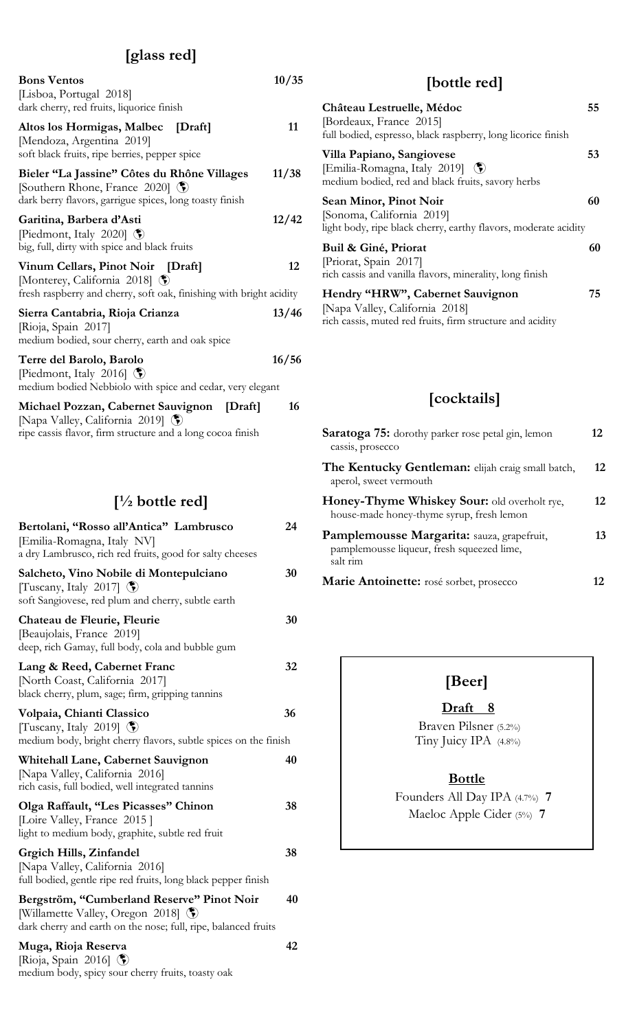## [glass red]

**Bons Ventos** 10/35
[Lisboa, Portugal 2018]
dark cherry, red fruits, liquorice finish

**Altos los Hormigas, Malbec [Draft]** 11
[Mendoza, Argentina 2019]
soft black fruits, ripe berries, pepper spice

**Bieler "La Jassine" Côtes du Rhône Villages** 11/38
[Southern Rhone, France 2020]
dark berry flavors, garrigue spices, long toasty finish

**Garitina, Barbera d'Asti** 12/42
[Piedmont, Italy 2020]
big, full, dirty with spice and black fruits

**Vinum Cellars, Pinot Noir [Draft]** 12
[Monterey, California 2018]
fresh raspberry and cherry, soft oak, finishing with bright acidity

**Sierra Cantabria, Rioja Crianza** 13/46
[Rioja, Spain 2017]
medium bodied, sour cherry, earth and oak spice

**Terre del Barolo, Barolo** 16/56
[Piedmont, Italy 2016]
medium bodied Nebbiolo with spice and cedar, very elegant

**Michael Pozzan, Cabernet Sauvignon [Draft]** 16
[Napa Valley, California 2019]
ripe cassis flavor, firm structure and a long cocoa finish

## [½ bottle red]

**Bertolani, "Rosso all'Antica" Lambrusco** 24
[Emilia-Romagna, Italy NV]
a dry Lambrusco, rich red fruits, good for salty cheeses

**Salcheto, Vino Nobile di Montepulciano** 30
[Tuscany, Italy 2017]
soft Sangiovese, red plum and cherry, subtle earth

**Chateau de Fleurie, Fleurie** 30
[Beaujolais, France 2019]
deep, rich Gamay, full body, cola and bubble gum

**Lang & Reed, Cabernet Franc** 32
[North Coast, California 2017]
black cherry, plum, sage; firm, gripping tannins

**Volpaia, Chianti Classico** 36
[Tuscany, Italy 2019]
medium body, bright cherry flavors, subtle spices on the finish

**Whitehall Lane, Cabernet Sauvignon** 40
[Napa Valley, California 2016]
rich casis, full bodied, well integrated tannins

**Olga Raffault, "Les Picasses" Chinon** 38
[Loire Valley, France 2015 ]
light to medium body, graphite, subtle red fruit

**Grgich Hills, Zinfandel** 38
[Napa Valley, California 2016]
full bodied, gentle ripe red fruits, long black pepper finish

**Bergström, "Cumberland Reserve" Pinot Noir** 40
[Willamette Valley, Oregon 2018]
dark cherry and earth on the nose; full, ripe, balanced fruits

**Muga, Rioja Reserva** 42
[Rioja, Spain 2016]
medium body, spicy sour cherry fruits, toasty oak

## [bottle red]

**Château Lestruelle, Médoc** 55
[Bordeaux, France 2015]
full bodied, espresso, black raspberry, long licorice finish

**Villa Papiano, Sangiovese** 53
[Emilia-Romagna, Italy 2019]
medium bodied, red and black fruits, savory herbs

**Sean Minor, Pinot Noir** 60
[Sonoma, California 2019]
light body, ripe black cherry, earthy flavors, moderate acidity

**Buil & Giné, Priorat** 60
[Priorat, Spain 2017]
rich cassis and vanilla flavors, minerality, long finish

**Hendry "HRW", Cabernet Sauvignon** 75
[Napa Valley, California 2018]
rich cassis, muted red fruits, firm structure and acidity

## [cocktails]

**Saratoga 75:** dorothy parker rose petal gin, lemon cassis, prosecco 12

**The Kentucky Gentleman:** elijah craig small batch, aperol, sweet vermouth 12

**Honey-Thyme Whiskey Sour:** old overholt rye, house-made honey-thyme syrup, fresh lemon 12

**Pamplemousse Margarita:** sauza, grapefruit, pamplemousse liqueur, fresh squeezed lime, salt rim 13

**Marie Antoinette:** rosé sorbet, prosecco 12

## [Beer]

**Draft 8**

Braven Pilsner (5.2%)
Tiny Juicy IPA (4.8%)

**Bottle**

Founders All Day IPA (4.7%) **7**
Maeloc Apple Cider (5%) **7**